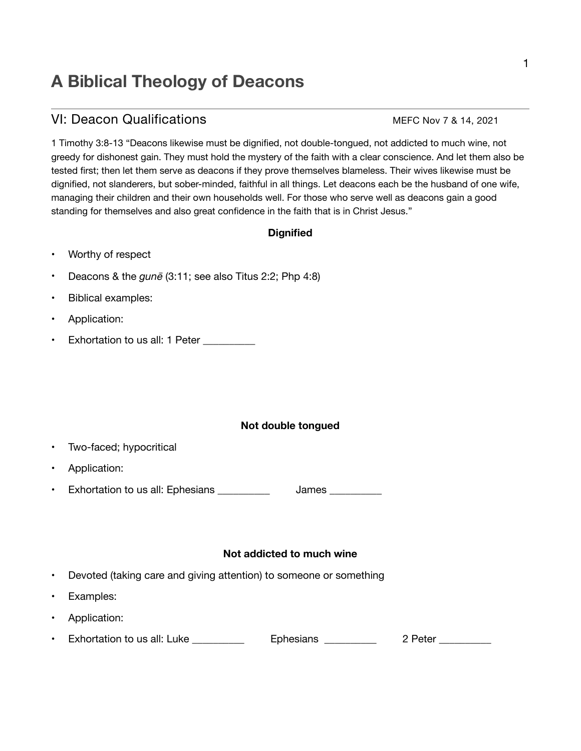# A Biblical Theology of Deacons

## VI: Deacon Qualifications

MEFC Nov 7 & 14, 2021

1 Timothy 3:8-13 “Deacons likewise must be dignified, not double-tongued, not addicted to much wine, not greedy for dishonest gain. They must hold the mystery of the faith with a clear conscience. And let them also be tested first; then let them serve as deacons if they prove themselves blameless. Their wives likewise must be dignified, not slanderers, but sober-minded, faithful in all things. Let deacons each be the husband of one wife, managing their children and their own households well. For those who serve well as deacons gain a good standing for themselves and also great confidence in the faith that is in Christ Jesus.”

**Dignified**

- Worthy of respect
- Deacons & the *gunē* (3:11; see also Titus 2:2; Php 4:8)
- Biblical examples:
- Application:
- Exhortation to us all: 1 Peter _________

**Not double tongued**

- Two-faced; hypocritical
- Application:
- Exhortation to us all: Ephesians _________ James _________

**Not addicted to much wine**

- Devoted (taking care and giving attention) to someone or something
- Examples:
- Application:
- Exhortation to us all: Luke _________ Ephesians _________ 2 Peter _________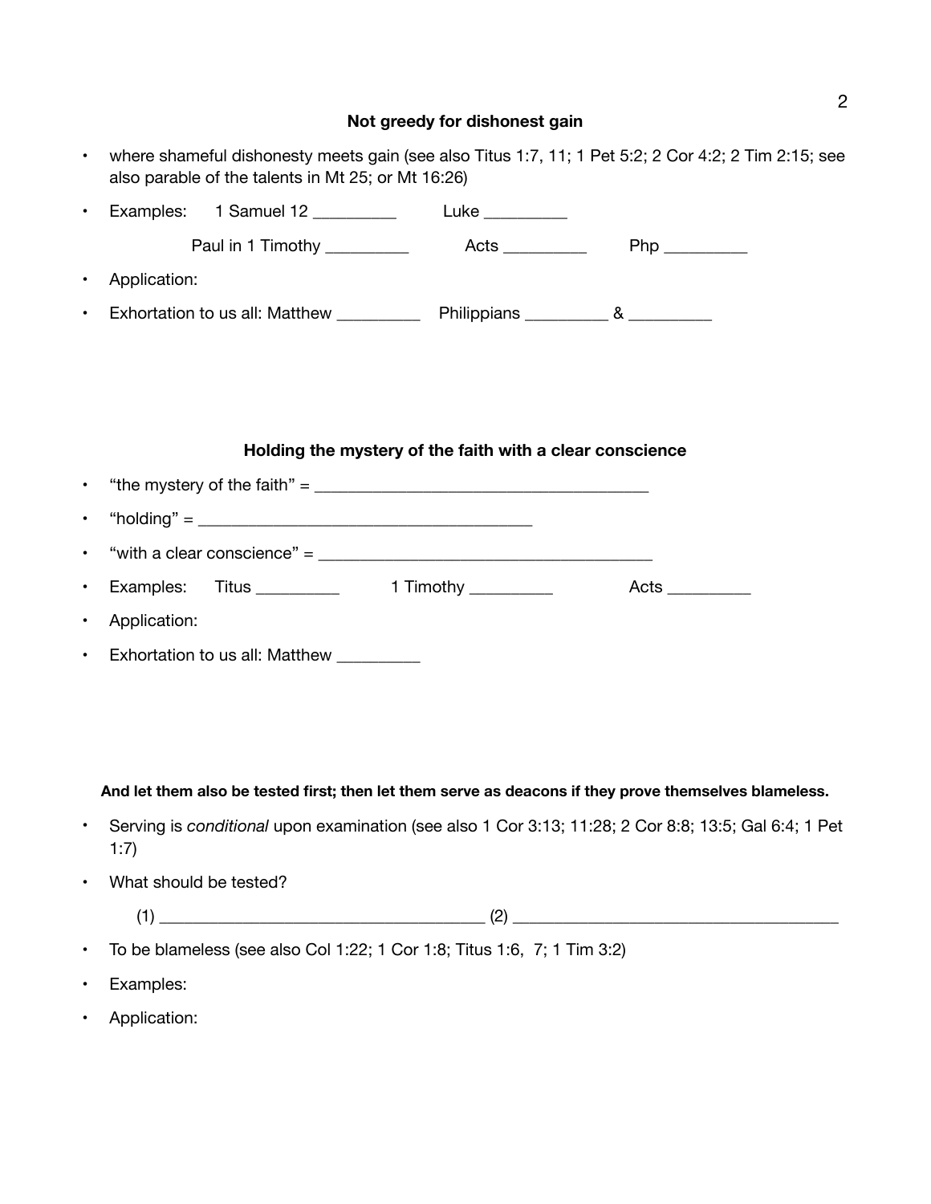### Not greedy for dishonest gain

- where shameful dishonesty meets gain (see also Titus 1:7, 11; 1 Pet 5:2; 2 Cor 4:2; 2 Tim 2:15; see also parable of the talents in Mt 25; or Mt 16:26)
- Examples: 1 Samuel 12 _________ Luke _________

  Paul in 1 Timothy _________ Acts _________ Php _________
- Application:
- Exhortation to us all: Matthew _________ Philippians _________ & _________

### Holding the mystery of the faith with a clear conscience

- "the mystery of the faith" = ______________________________________
- "holding" = ______________________________________
- "with a clear conscience" = ______________________________________
- Examples: Titus _________ 1 Timothy _________ Acts _________
- Application:
- Exhortation to us all: Matthew _________

**And let them also be tested first; then let them serve as deacons if they prove themselves blameless.**

- Serving is *conditional* upon examination (see also 1 Cor 3:13; 11:28; 2 Cor 8:8; 13:5; Gal 6:4; 1 Pet 1:7)
- What should be tested?

  (1) ______________________________________ (2) ______________________________________
- To be blameless (see also Col 1:22; 1 Cor 1:8; Titus 1:6, 7; 1 Tim 3:2)
- Examples:
- Application: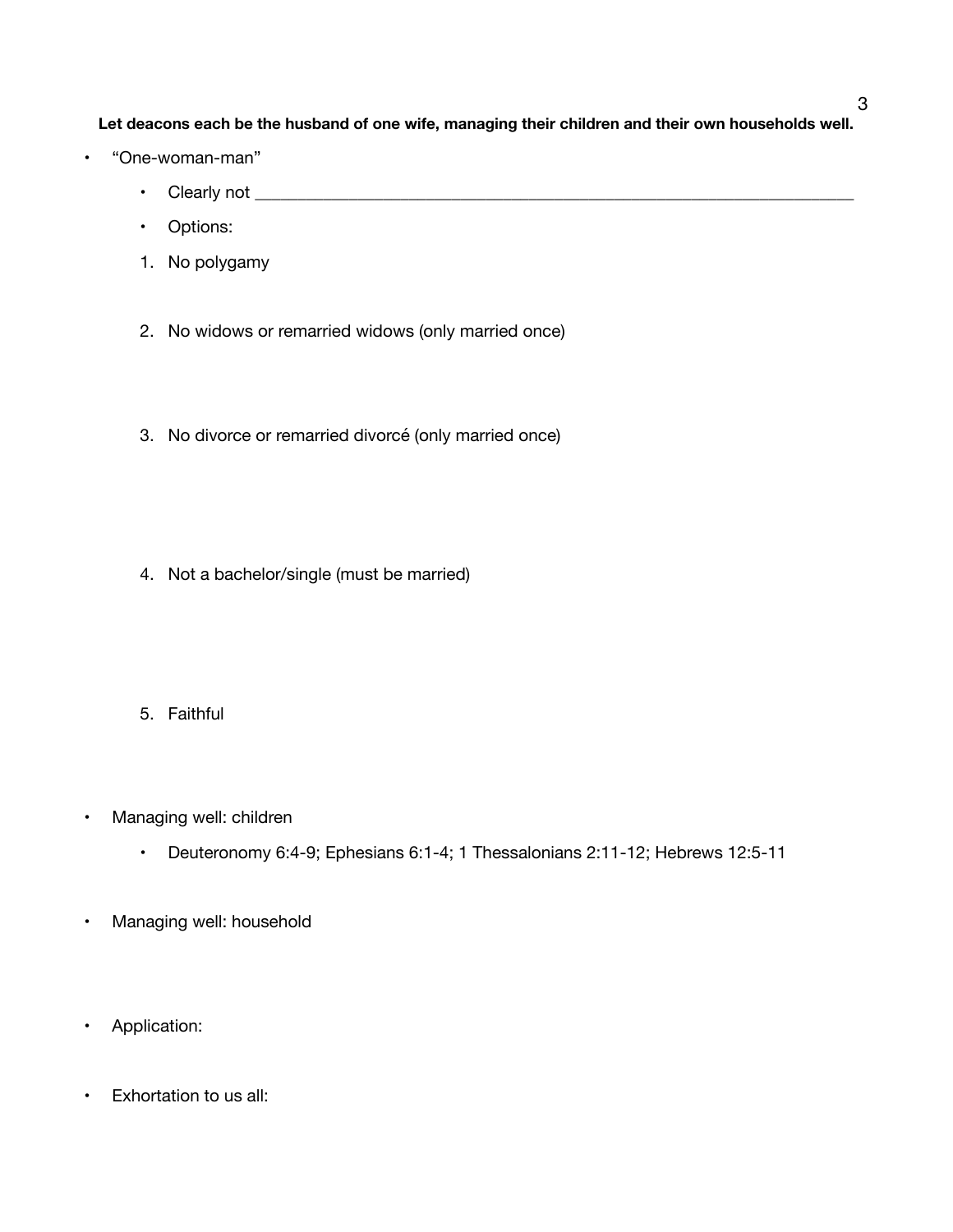**Let deacons each be the husband of one wife, managing their children and their own households well.**

- "One-woman-man"
  - Clearly not ______________________________________________________________________
  - Options:

1. No polygamy

2. No widows or remarried widows (only married once)

3. No divorce or remarried divorcé (only married once)

4. Not a bachelor/single (must be married)

5. Faithful

- Managing well: children
  - Deuteronomy 6:4-9; Ephesians 6:1-4; 1 Thessalonians 2:11-12; Hebrews 12:5-11

- Managing well: household

- Application:

- Exhortation to us all: